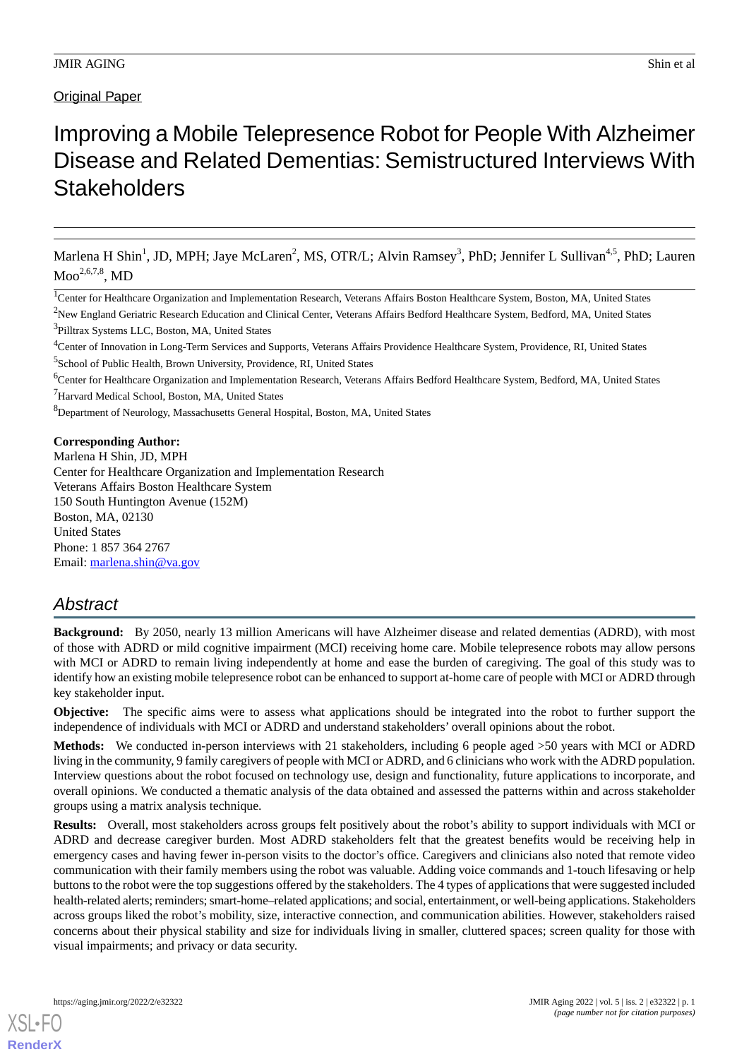Original Paper

# Improving a Mobile Telepresence Robot for People With Alzheimer Disease and Related Dementias: Semistructured Interviews With Stakeholders

Marlena H Shin[1], JD, MPH; Jaye McLaren[2], MS, OTR/L; Alvin Ramsey[3], PhD; Jennifer L Sullivan[4,5], PhD; Lauren Moo[2,6,7,8], MD

[1]Center for Healthcare Organization and Implementation Research, Veterans Affairs Boston Healthcare System, Boston, MA, United States

[2]New England Geriatric Research Education and Clinical Center, Veterans Affairs Bedford Healthcare System, Bedford, MA, United States

[3]Pilltrax Systems LLC, Boston, MA, United States

[4]Center of Innovation in Long-Term Services and Supports, Veterans Affairs Providence Healthcare System, Providence, RI, United States

[5]School of Public Health, Brown University, Providence, RI, United States

[6]Center for Healthcare Organization and Implementation Research, Veterans Affairs Bedford Healthcare System, Bedford, MA, United States

[7]Harvard Medical School, Boston, MA, United States

[8]Department of Neurology, Massachusetts General Hospital, Boston, MA, United States

**Corresponding Author:**
Marlena H Shin, JD, MPH
Center for Healthcare Organization and Implementation Research
Veterans Affairs Boston Healthcare System
150 South Huntington Avenue (152M)
Boston, MA, 02130
United States
Phone: 1 857 364 2767
Email: marlena.shin@va.gov

## *Abstract*

**Background:** By 2050, nearly 13 million Americans will have Alzheimer disease and related dementias (ADRD), with most of those with ADRD or mild cognitive impairment (MCI) receiving home care. Mobile telepresence robots may allow persons with MCI or ADRD to remain living independently at home and ease the burden of caregiving. The goal of this study was to identify how an existing mobile telepresence robot can be enhanced to support at-home care of people with MCI or ADRD through key stakeholder input.

**Objective:** The specific aims were to assess what applications should be integrated into the robot to further support the independence of individuals with MCI or ADRD and understand stakeholders' overall opinions about the robot.

**Methods:** We conducted in-person interviews with 21 stakeholders, including 6 people aged >50 years with MCI or ADRD living in the community, 9 family caregivers of people with MCI or ADRD, and 6 clinicians who work with the ADRD population. Interview questions about the robot focused on technology use, design and functionality, future applications to incorporate, and overall opinions. We conducted a thematic analysis of the data obtained and assessed the patterns within and across stakeholder groups using a matrix analysis technique.

**Results:** Overall, most stakeholders across groups felt positively about the robot's ability to support individuals with MCI or ADRD and decrease caregiver burden. Most ADRD stakeholders felt that the greatest benefits would be receiving help in emergency cases and having fewer in-person visits to the doctor's office. Caregivers and clinicians also noted that remote video communication with their family members using the robot was valuable. Adding voice commands and 1-touch lifesaving or help buttons to the robot were the top suggestions offered by the stakeholders. The 4 types of applications that were suggested included health-related alerts; reminders; smart-home–related applications; and social, entertainment, or well-being applications. Stakeholders across groups liked the robot's mobility, size, interactive connection, and communication abilities. However, stakeholders raised concerns about their physical stability and size for individuals living in smaller, cluttered spaces; screen quality for those with visual impairments; and privacy or data security.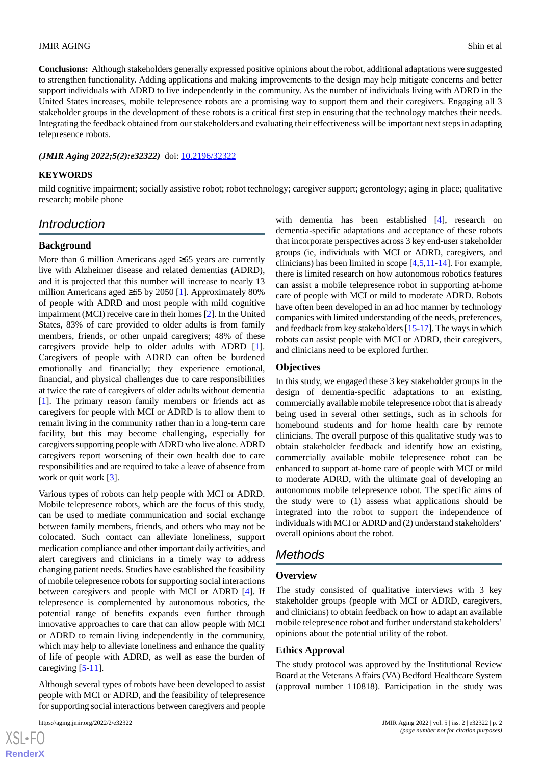**Conclusions:** Although stakeholders generally expressed positive opinions about the robot, additional adaptations were suggested to strengthen functionality. Adding applications and making improvements to the design may help mitigate concerns and better support individuals with ADRD to live independently in the community. As the number of individuals living with ADRD in the United States increases, mobile telepresence robots are a promising way to support them and their caregivers. Engaging all 3 stakeholder groups in the development of these robots is a critical first step in ensuring that the technology matches their needs. Integrating the feedback obtained from our stakeholders and evaluating their effectiveness will be important next steps in adapting telepresence robots.

***(JMIR Aging 2022;5(2):e32322)*** doi: 10.2196/32322

**KEYWORDS**

mild cognitive impairment; socially assistive robot; robot technology; caregiver support; gerontology; aging in place; qualitative research; mobile phone

## Introduction

### Background

More than 6 million Americans aged ≥65 years are currently live with Alzheimer disease and related dementias (ADRD), and it is projected that this number will increase to nearly 13 million Americans aged ≥65 by 2050 [1]. Approximately 80% of people with ADRD and most people with mild cognitive impairment (MCI) receive care in their homes [2]. In the United States, 83% of care provided to older adults is from family members, friends, or other unpaid caregivers; 48% of these caregivers provide help to older adults with ADRD [1]. Caregivers of people with ADRD can often be burdened emotionally and financially; they experience emotional, financial, and physical challenges due to care responsibilities at twice the rate of caregivers of older adults without dementia [1]. The primary reason family members or friends act as caregivers for people with MCI or ADRD is to allow them to remain living in the community rather than in a long-term care facility, but this may become challenging, especially for caregivers supporting people with ADRD who live alone. ADRD caregivers report worsening of their own health due to care responsibilities and are required to take a leave of absence from work or quit work [3].

Various types of robots can help people with MCI or ADRD. Mobile telepresence robots, which are the focus of this study, can be used to mediate communication and social exchange between family members, friends, and others who may not be colocated. Such contact can alleviate loneliness, support medication compliance and other important daily activities, and alert caregivers and clinicians in a timely way to address changing patient needs. Studies have established the feasibility of mobile telepresence robots for supporting social interactions between caregivers and people with MCI or ADRD [4]. If telepresence is complemented by autonomous robotics, the potential range of benefits expands even further through innovative approaches to care that can allow people with MCI or ADRD to remain living independently in the community, which may help to alleviate loneliness and enhance the quality of life of people with ADRD, as well as ease the burden of caregiving [5-11].

Although several types of robots have been developed to assist people with MCI or ADRD, and the feasibility of telepresence for supporting social interactions between caregivers and people with dementia has been established [4], research on dementia-specific adaptations and acceptance of these robots that incorporate perspectives across 3 key end-user stakeholder groups (ie, individuals with MCI or ADRD, caregivers, and clinicians) has been limited in scope [4,5,11-14]. For example, there is limited research on how autonomous robotics features can assist a mobile telepresence robot in supporting at-home care of people with MCI or mild to moderate ADRD. Robots have often been developed in an ad hoc manner by technology companies with limited understanding of the needs, preferences, and feedback from key stakeholders [15-17]. The ways in which robots can assist people with MCI or ADRD, their caregivers, and clinicians need to be explored further.

### Objectives

In this study, we engaged these 3 key stakeholder groups in the design of dementia-specific adaptations to an existing, commercially available mobile telepresence robot that is already being used in several other settings, such as in schools for homebound students and for home health care by remote clinicians. The overall purpose of this qualitative study was to obtain stakeholder feedback and identify how an existing, commercially available mobile telepresence robot can be enhanced to support at-home care of people with MCI or mild to moderate ADRD, with the ultimate goal of developing an autonomous mobile telepresence robot. The specific aims of the study were to (1) assess what applications should be integrated into the robot to support the independence of individuals with MCI or ADRD and (2) understand stakeholders' overall opinions about the robot.

## Methods

### Overview

The study consisted of qualitative interviews with 3 key stakeholder groups (people with MCI or ADRD, caregivers, and clinicians) to obtain feedback on how to adapt an available mobile telepresence robot and further understand stakeholders' opinions about the potential utility of the robot.

### Ethics Approval

The study protocol was approved by the Institutional Review Board at the Veterans Affairs (VA) Bedford Healthcare System (approval number 110818). Participation in the study was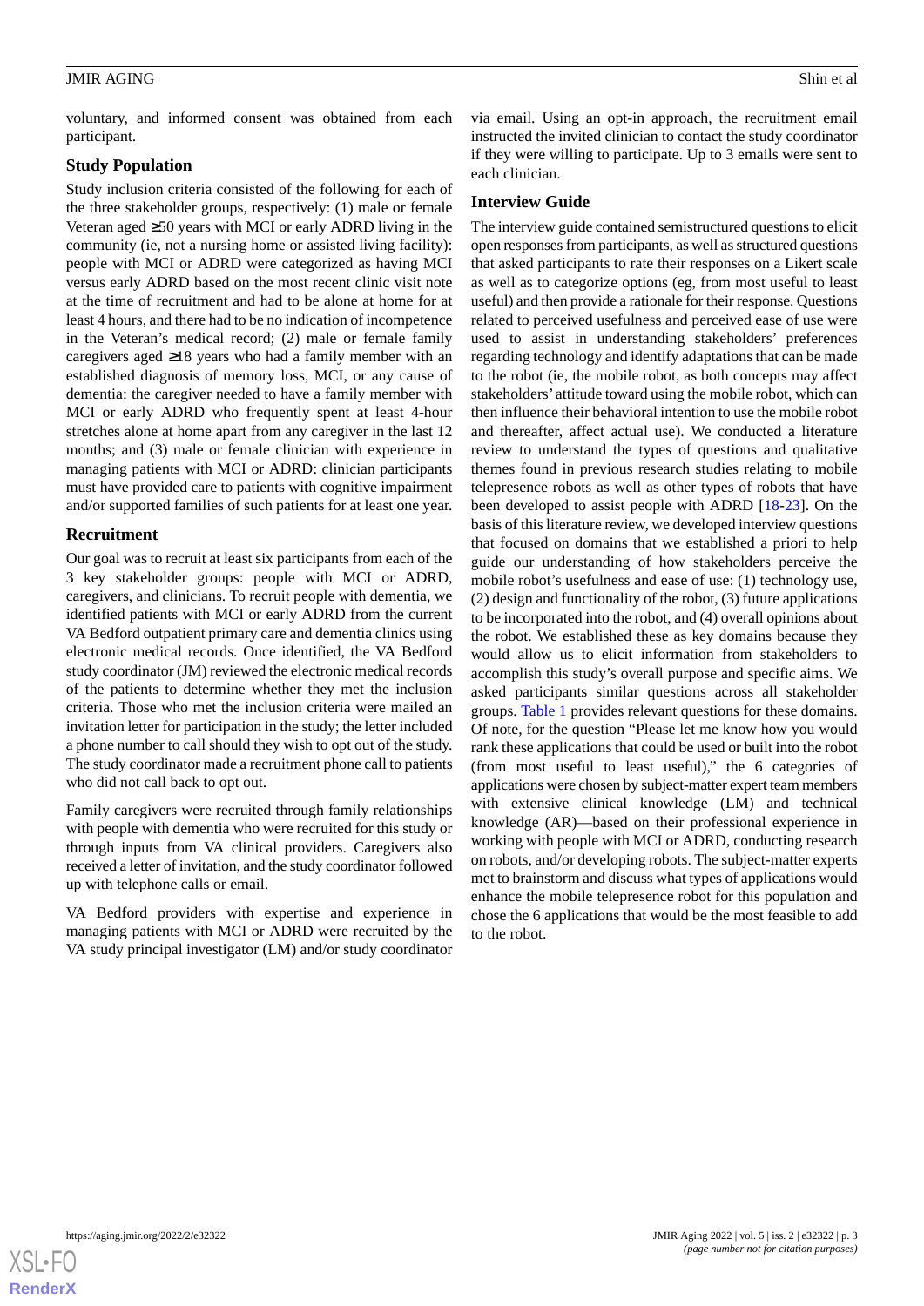voluntary, and informed consent was obtained from each participant.

### Study Population

Study inclusion criteria consisted of the following for each of the three stakeholder groups, respectively: (1) male or female Veteran aged ≥50 years with MCI or early ADRD living in the community (ie, not a nursing home or assisted living facility): people with MCI or ADRD were categorized as having MCI versus early ADRD based on the most recent clinic visit note at the time of recruitment and had to be alone at home for at least 4 hours, and there had to be no indication of incompetence in the Veteran's medical record; (2) male or female family caregivers aged ≥18 years who had a family member with an established diagnosis of memory loss, MCI, or any cause of dementia: the caregiver needed to have a family member with MCI or early ADRD who frequently spent at least 4-hour stretches alone at home apart from any caregiver in the last 12 months; and (3) male or female clinician with experience in managing patients with MCI or ADRD: clinician participants must have provided care to patients with cognitive impairment and/or supported families of such patients for at least one year.

### Recruitment

Our goal was to recruit at least six participants from each of the 3 key stakeholder groups: people with MCI or ADRD, caregivers, and clinicians. To recruit people with dementia, we identified patients with MCI or early ADRD from the current VA Bedford outpatient primary care and dementia clinics using electronic medical records. Once identified, the VA Bedford study coordinator (JM) reviewed the electronic medical records of the patients to determine whether they met the inclusion criteria. Those who met the inclusion criteria were mailed an invitation letter for participation in the study; the letter included a phone number to call should they wish to opt out of the study. The study coordinator made a recruitment phone call to patients who did not call back to opt out.

Family caregivers were recruited through family relationships with people with dementia who were recruited for this study or through inputs from VA clinical providers. Caregivers also received a letter of invitation, and the study coordinator followed up with telephone calls or email.

VA Bedford providers with expertise and experience in managing patients with MCI or ADRD were recruited by the VA study principal investigator (LM) and/or study coordinator via email. Using an opt-in approach, the recruitment email instructed the invited clinician to contact the study coordinator if they were willing to participate. Up to 3 emails were sent to each clinician.

### Interview Guide

The interview guide contained semistructured questions to elicit open responses from participants, as well as structured questions that asked participants to rate their responses on a Likert scale as well as to categorize options (eg, from most useful to least useful) and then provide a rationale for their response. Questions related to perceived usefulness and perceived ease of use were used to assist in understanding stakeholders' preferences regarding technology and identify adaptations that can be made to the robot (ie, the mobile robot, as both concepts may affect stakeholders' attitude toward using the mobile robot, which can then influence their behavioral intention to use the mobile robot and thereafter, affect actual use). We conducted a literature review to understand the types of questions and qualitative themes found in previous research studies relating to mobile telepresence robots as well as other types of robots that have been developed to assist people with ADRD [18-23]. On the basis of this literature review, we developed interview questions that focused on domains that we established a priori to help guide our understanding of how stakeholders perceive the mobile robot's usefulness and ease of use: (1) technology use, (2) design and functionality of the robot, (3) future applications to be incorporated into the robot, and (4) overall opinions about the robot. We established these as key domains because they would allow us to elicit information from stakeholders to accomplish this study's overall purpose and specific aims. We asked participants similar questions across all stakeholder groups. Table 1 provides relevant questions for these domains. Of note, for the question "Please let me know how you would rank these applications that could be used or built into the robot (from most useful to least useful)," the 6 categories of applications were chosen by subject-matter expert team members with extensive clinical knowledge (LM) and technical knowledge (AR)—based on their professional experience in working with people with MCI or ADRD, conducting research on robots, and/or developing robots. The subject-matter experts met to brainstorm and discuss what types of applications would enhance the mobile telepresence robot for this population and chose the 6 applications that would be the most feasible to add to the robot.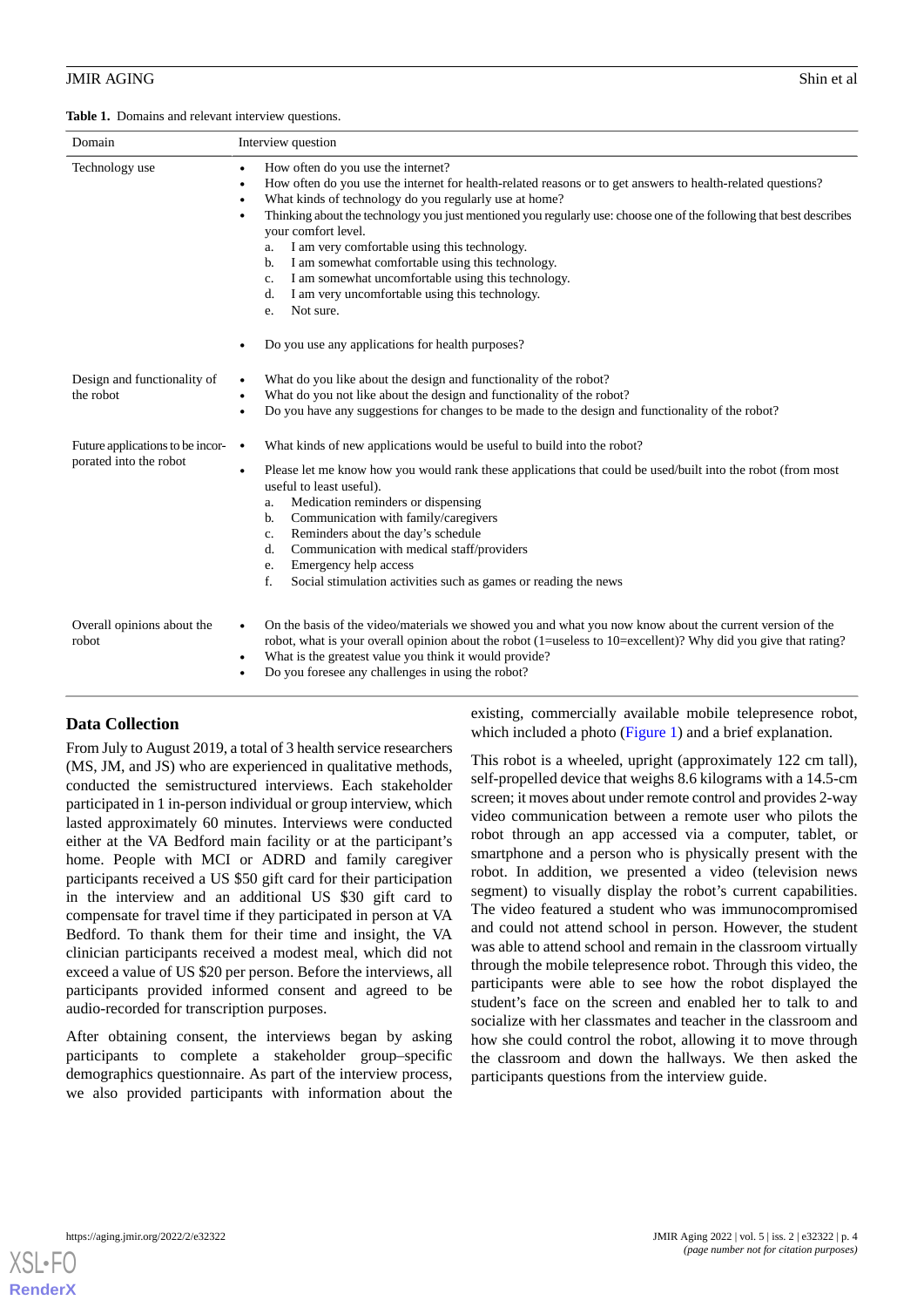**Table 1.** Domains and relevant interview questions.

| Domain | Interview question |
|---|---|
| Technology use | • How often do you use the internet?<br>• How often do you use the internet for health-related reasons or to get answers to health-related questions?<br>• What kinds of technology do you regularly use at home?<br>• Thinking about the technology you just mentioned you regularly use: choose one of the following that best describes your comfort level.<br>a. I am very comfortable using this technology.<br>b. I am somewhat comfortable using this technology.<br>c. I am somewhat uncomfortable using this technology.<br>d. I am very uncomfortable using this technology.<br>e. Not sure.<br>• Do you use any applications for health purposes? |
| Design and functionality of the robot | • What do you like about the design and functionality of the robot?<br>• What do you not like about the design and functionality of the robot?<br>• Do you have any suggestions for changes to be made to the design and functionality of the robot? |
| Future applications to be incorporated into the robot | • What kinds of new applications would be useful to build into the robot?<br>• Please let me know how you would rank these applications that could be used/built into the robot (from most useful to least useful).<br>a. Medication reminders or dispensing<br>b. Communication with family/caregivers<br>c. Reminders about the day's schedule<br>d. Communication with medical staff/providers<br>e. Emergency help access<br>f. Social stimulation activities such as games or reading the news |
| Overall opinions about the robot | • On the basis of the video/materials we showed you and what you now know about the current version of the robot, what is your overall opinion about the robot (1=useless to 10=excellent)? Why did you give that rating?<br>• What is the greatest value you think it would provide?<br>• Do you foresee any challenges in using the robot? |

### Data Collection

From July to August 2019, a total of 3 health service researchers (MS, JM, and JS) who are experienced in qualitative methods, conducted the semistructured interviews. Each stakeholder participated in 1 in-person individual or group interview, which lasted approximately 60 minutes. Interviews were conducted either at the VA Bedford main facility or at the participant's home. People with MCI or ADRD and family caregiver participants received a US $50 gift card for their participation in the interview and an additional US $30 gift card to compensate for travel time if they participated in person at VA Bedford. To thank them for their time and insight, the VA clinician participants received a modest meal, which did not exceed a value of US $20 per person. Before the interviews, all participants provided informed consent and agreed to be audio-recorded for transcription purposes.

After obtaining consent, the interviews began by asking participants to complete a stakeholder group–specific demographics questionnaire. As part of the interview process, we also provided participants with information about the existing, commercially available mobile telepresence robot, which included a photo (Figure 1) and a brief explanation.

This robot is a wheeled, upright (approximately 122 cm tall), self-propelled device that weighs 8.6 kilograms with a 14.5-cm screen; it moves about under remote control and provides 2-way video communication between a remote user who pilots the robot through an app accessed via a computer, tablet, or smartphone and a person who is physically present with the robot. In addition, we presented a video (television news segment) to visually display the robot's current capabilities. The video featured a student who was immunocompromised and could not attend school in person. However, the student was able to attend school and remain in the classroom virtually through the mobile telepresence robot. Through this video, the participants were able to see how the robot displayed the student's face on the screen and enabled her to talk to and socialize with her classmates and teacher in the classroom and how she could control the robot, allowing it to move through the classroom and down the hallways. We then asked the participants questions from the interview guide.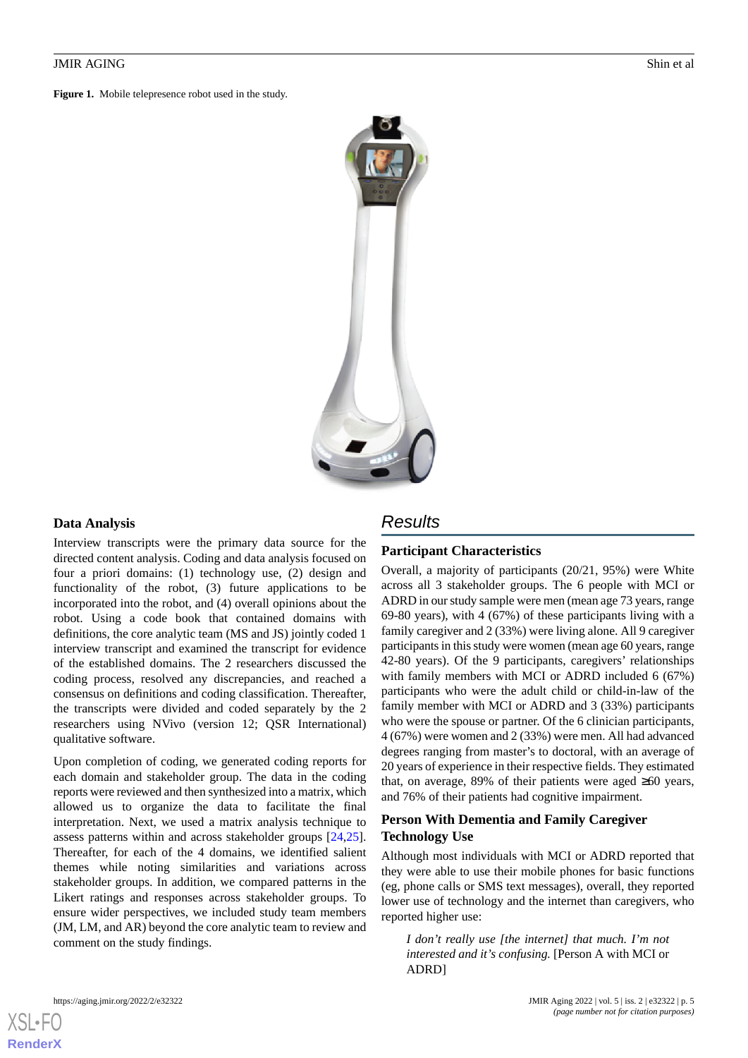**Figure 1.** Mobile telepresence robot used in the study.

### Data Analysis

Interview transcripts were the primary data source for the directed content analysis. Coding and data analysis focused on four a priori domains: (1) technology use, (2) design and functionality of the robot, (3) future applications to be incorporated into the robot, and (4) overall opinions about the robot. Using a code book that contained domains with definitions, the core analytic team (MS and JS) jointly coded 1 interview transcript and examined the transcript for evidence of the established domains. The 2 researchers discussed the coding process, resolved any discrepancies, and reached a consensus on definitions and coding classification. Thereafter, the transcripts were divided and coded separately by the 2 researchers using NVivo (version 12; QSR International) qualitative software.

Upon completion of coding, we generated coding reports for each domain and stakeholder group. The data in the coding reports were reviewed and then synthesized into a matrix, which allowed us to organize the data to facilitate the final interpretation. Next, we used a matrix analysis technique to assess patterns within and across stakeholder groups [24,25]. Thereafter, for each of the 4 domains, we identified salient themes while noting similarities and variations across stakeholder groups. In addition, we compared patterns in the Likert ratings and responses across stakeholder groups. To ensure wider perspectives, we included study team members (JM, LM, and AR) beyond the core analytic team to review and comment on the study findings.

## Results

### Participant Characteristics

Overall, a majority of participants (20/21, 95%) were White across all 3 stakeholder groups. The 6 people with MCI or ADRD in our study sample were men (mean age 73 years, range 69-80 years), with 4 (67%) of these participants living with a family caregiver and 2 (33%) were living alone. All 9 caregiver participants in this study were women (mean age 60 years, range 42-80 years). Of the 9 participants, caregivers' relationships with family members with MCI or ADRD included 6 (67%) participants who were the adult child or child-in-law of the family member with MCI or ADRD and 3 (33%) participants who were the spouse or partner. Of the 6 clinician participants, 4 (67%) were women and 2 (33%) were men. All had advanced degrees ranging from master's to doctoral, with an average of 20 years of experience in their respective fields. They estimated that, on average, 89% of their patients were aged ≥60 years, and 76% of their patients had cognitive impairment.

### Person With Dementia and Family Caregiver Technology Use

Although most individuals with MCI or ADRD reported that they were able to use their mobile phones for basic functions (eg, phone calls or SMS text messages), overall, they reported lower use of technology and the internet than caregivers, who reported higher use:

> *I don't really use [the internet] that much. I'm not interested and it's confusing.* [Person A with MCI or ADRD]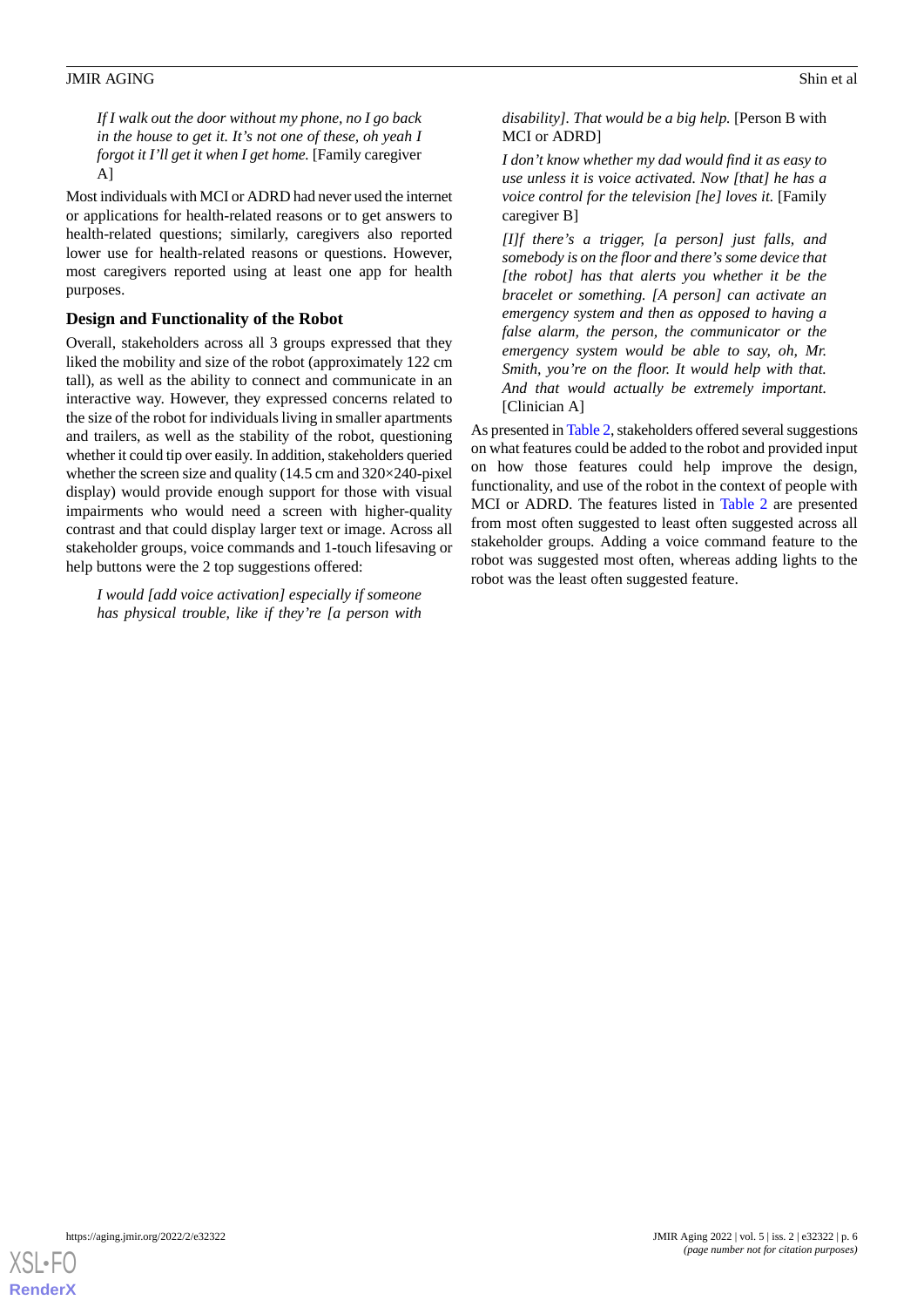*If I walk out the door without my phone, no I go back in the house to get it. It's not one of these, oh yeah I forgot it I'll get it when I get home.* [Family caregiver A]

Most individuals with MCI or ADRD had never used the internet or applications for health-related reasons or to get answers to health-related questions; similarly, caregivers also reported lower use for health-related reasons or questions. However, most caregivers reported using at least one app for health purposes.

### Design and Functionality of the Robot

Overall, stakeholders across all 3 groups expressed that they liked the mobility and size of the robot (approximately 122 cm tall), as well as the ability to connect and communicate in an interactive way. However, they expressed concerns related to the size of the robot for individuals living in smaller apartments and trailers, as well as the stability of the robot, questioning whether it could tip over easily. In addition, stakeholders queried whether the screen size and quality (14.5 cm and 320×240-pixel display) would provide enough support for those with visual impairments who would need a screen with higher-quality contrast and that could display larger text or image. Across all stakeholder groups, voice commands and 1-touch lifesaving or help buttons were the 2 top suggestions offered:

> *I would [add voice activation] especially if someone has physical trouble, like if they're [a person with disability]. That would be a big help.* [Person B with MCI or ADRD]

> *I don't know whether my dad would find it as easy to use unless it is voice activated. Now [that] he has a voice control for the television [he] loves it.* [Family caregiver B]

> *[I]f there's a trigger, [a person] just falls, and somebody is on the floor and there's some device that [the robot] has that alerts you whether it be the bracelet or something. [A person] can activate an emergency system and then as opposed to having a false alarm, the person, the communicator or the emergency system would be able to say, oh, Mr. Smith, you're on the floor. It would help with that. And that would actually be extremely important.* [Clinician A]

As presented in Table 2, stakeholders offered several suggestions on what features could be added to the robot and provided input on how those features could help improve the design, functionality, and use of the robot in the context of people with MCI or ADRD. The features listed in Table 2 are presented from most often suggested to least often suggested across all stakeholder groups. Adding a voice command feature to the robot was suggested most often, whereas adding lights to the robot was the least often suggested feature.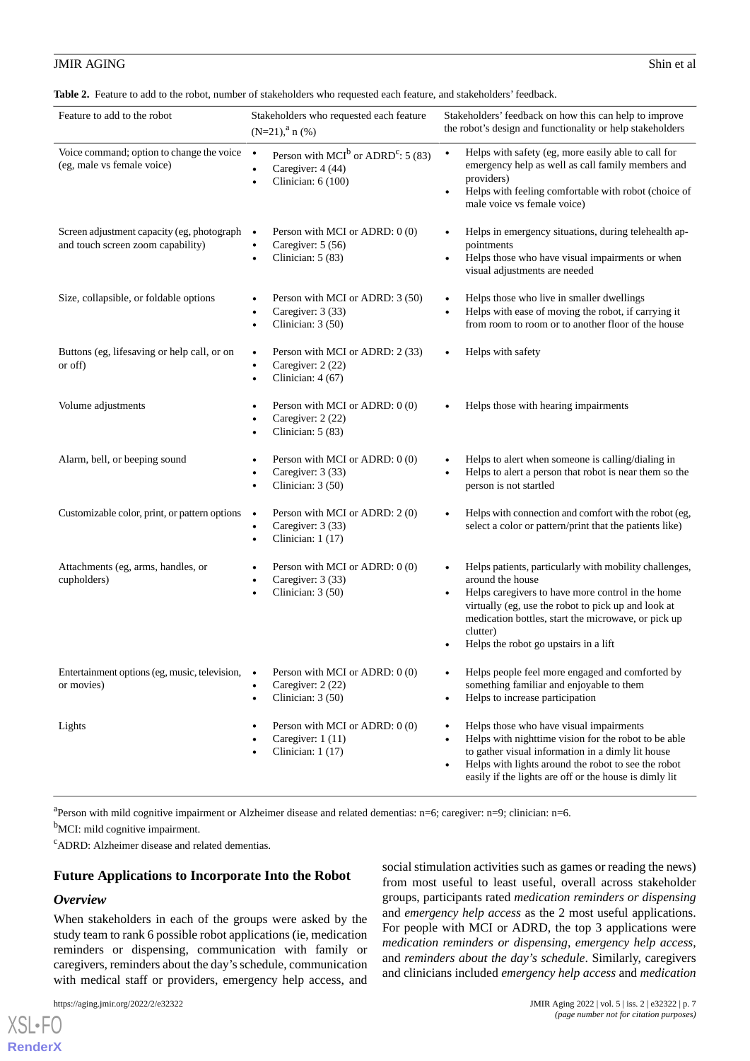**Table 2.** Feature to add to the robot, number of stakeholders who requested each feature, and stakeholders' feedback.

| Feature to add to the robot | Stakeholders who requested each feature (N=21),[a] n (%) | Stakeholders' feedback on how this can help to improve the robot's design and functionality or help stakeholders |
|---|---|---|
| Voice command; option to change the voice (eg, male vs female voice) | • Person with MCI[b] or ADRD[c]: 5 (83) • Caregiver: 4 (44) • Clinician: 6 (100) | • Helps with safety (eg, more easily able to call for emergency help as well as call family members and providers) • Helps with feeling comfortable with robot (choice of male voice vs female voice) |
| Screen adjustment capacity (eg, photograph and touch screen zoom capability) | • Person with MCI or ADRD: 0 (0) • Caregiver: 5 (56) • Clinician: 5 (83) | • Helps in emergency situations, during telehealth appointments • Helps those who have visual impairments or when visual adjustments are needed |
| Size, collapsible, or foldable options | • Person with MCI or ADRD: 3 (50) • Caregiver: 3 (33) • Clinician: 3 (50) | • Helps those who live in smaller dwellings • Helps with ease of moving the robot, if carrying it from room to room or to another floor of the house |
| Buttons (eg, lifesaving or help call, or on or off) | • Person with MCI or ADRD: 2 (33) • Caregiver: 2 (22) • Clinician: 4 (67) | • Helps with safety |
| Volume adjustments | • Person with MCI or ADRD: 0 (0) • Caregiver: 2 (22) • Clinician: 5 (83) | • Helps those with hearing impairments |
| Alarm, bell, or beeping sound | • Person with MCI or ADRD: 0 (0) • Caregiver: 3 (33) • Clinician: 3 (50) | • Helps to alert when someone is calling/dialing in • Helps to alert a person that robot is near them so the person is not startled |
| Customizable color, print, or pattern options | • Person with MCI or ADRD: 2 (0) • Caregiver: 3 (33) • Clinician: 1 (17) | • Helps with connection and comfort with the robot (eg, select a color or pattern/print that the patients like) |
| Attachments (eg, arms, handles, or cupholders) | • Person with MCI or ADRD: 0 (0) • Caregiver: 3 (33) • Clinician: 3 (50) | • Helps patients, particularly with mobility challenges, around the house • Helps caregivers to have more control in the home virtually (eg, use the robot to pick up and look at medication bottles, start the microwave, or pick up clutter) • Helps the robot go upstairs in a lift |
| Entertainment options (eg, music, television, or movies) | • Person with MCI or ADRD: 0 (0) • Caregiver: 2 (22) • Clinician: 3 (50) | • Helps people feel more engaged and comforted by something familiar and enjoyable to them • Helps to increase participation |
| Lights | • Person with MCI or ADRD: 0 (0) • Caregiver: 1 (11) • Clinician: 1 (17) | • Helps those who have visual impairments • Helps with nighttime vision for the robot to be able to gather visual information in a dimly lit house • Helps with lights around the robot to see the robot easily if the lights are off or the house is dimly lit |

[a]Person with mild cognitive impairment or Alzheimer disease and related dementias: n=6; caregiver: n=9; clinician: n=6.

[b]MCI: mild cognitive impairment.

[c]ADRD: Alzheimer disease and related dementias.

## Future Applications to Incorporate Into the Robot

### Overview

When stakeholders in each of the groups were asked by the study team to rank 6 possible robot applications (ie, medication reminders or dispensing, communication with family or caregivers, reminders about the day's schedule, communication with medical staff or providers, emergency help access, and social stimulation activities such as games or reading the news) from most useful to least useful, overall across stakeholder groups, participants rated *medication reminders or dispensing* and *emergency help access* as the 2 most useful applications. For people with MCI or ADRD, the top 3 applications were *medication reminders or dispensing*, *emergency help access*, and *reminders about the day's schedule*. Similarly, caregivers and clinicians included *emergency help access* and *medication*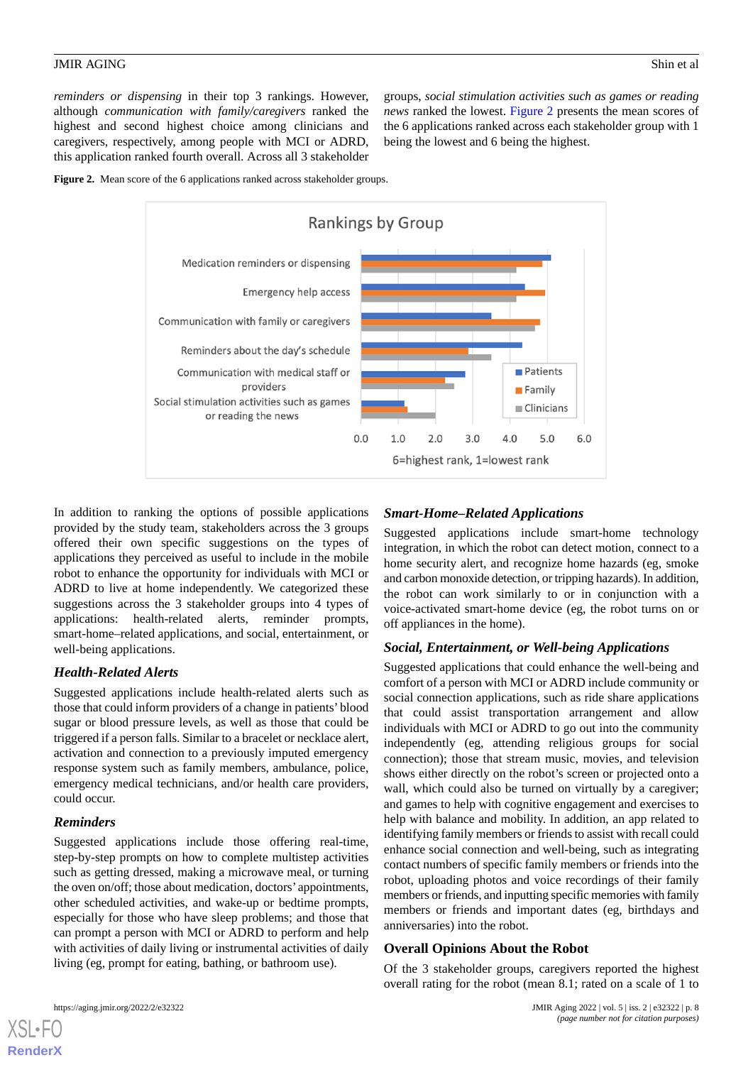*reminders or dispensing* in their top 3 rankings. However, although *communication with family/caregivers* ranked the highest and second highest choice among clinicians and caregivers, respectively, among people with MCI or ADRD, this application ranked fourth overall. Across all 3 stakeholder groups, *social stimulation activities such as games or reading news* ranked the lowest. Figure 2 presents the mean scores of the 6 applications ranked across each stakeholder group with 1 being the lowest and 6 being the highest.

**Figure 2.** Mean score of the 6 applications ranked across stakeholder groups.

In addition to ranking the options of possible applications provided by the study team, stakeholders across the 3 groups offered their own specific suggestions on the types of applications they perceived as useful to include in the mobile robot to enhance the opportunity for individuals with MCI or ADRD to live at home independently. We categorized these suggestions across the 3 stakeholder groups into 4 types of applications: health-related alerts, reminder prompts, smart-home–related applications, and social, entertainment, or well-being applications.

### Health-Related Alerts

Suggested applications include health-related alerts such as those that could inform providers of a change in patients' blood sugar or blood pressure levels, as well as those that could be triggered if a person falls. Similar to a bracelet or necklace alert, activation and connection to a previously imputed emergency response system such as family members, ambulance, police, emergency medical technicians, and/or health care providers, could occur.

### Reminders

Suggested applications include those offering real-time, step-by-step prompts on how to complete multistep activities such as getting dressed, making a microwave meal, or turning the oven on/off; those about medication, doctors' appointments, other scheduled activities, and wake-up or bedtime prompts, especially for those who have sleep problems; and those that can prompt a person with MCI or ADRD to perform and help with activities of daily living or instrumental activities of daily living (eg, prompt for eating, bathing, or bathroom use).

### Smart-Home–Related Applications

Suggested applications include smart-home technology integration, in which the robot can detect motion, connect to a home security alert, and recognize home hazards (eg, smoke and carbon monoxide detection, or tripping hazards). In addition, the robot can work similarly to or in conjunction with a voice-activated smart-home device (eg, the robot turns on or off appliances in the home).

### Social, Entertainment, or Well-being Applications

Suggested applications that could enhance the well-being and comfort of a person with MCI or ADRD include community or social connection applications, such as ride share applications that could assist transportation arrangement and allow individuals with MCI or ADRD to go out into the community independently (eg, attending religious groups for social connection); those that stream music, movies, and television shows either directly on the robot's screen or projected onto a wall, which could also be turned on virtually by a caregiver; and games to help with cognitive engagement and exercises to help with balance and mobility. In addition, an app related to identifying family members or friends to assist with recall could enhance social connection and well-being, such as integrating contact numbers of specific family members or friends into the robot, uploading photos and voice recordings of their family members or friends, and inputting specific memories with family members or friends and important dates (eg, birthdays and anniversaries) into the robot.

## Overall Opinions About the Robot

Of the 3 stakeholder groups, caregivers reported the highest overall rating for the robot (mean 8.1; rated on a scale of 1 to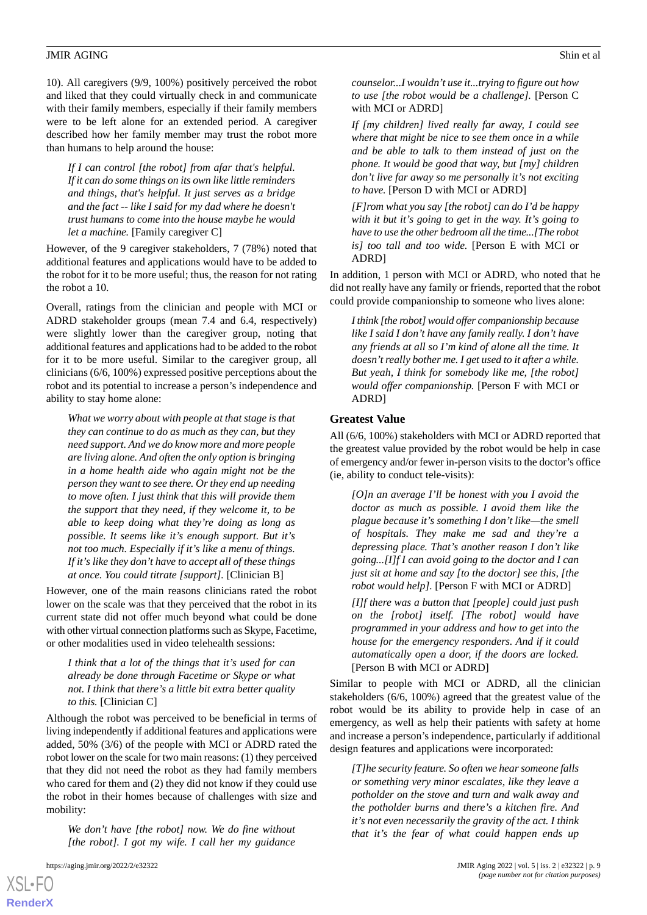10). All caregivers (9/9, 100%) positively perceived the robot and liked that they could virtually check in and communicate with their family members, especially if their family members were to be left alone for an extended period. A caregiver described how her family member may trust the robot more than humans to help around the house:

> *If I can control [the robot] from afar that's helpful. If it can do some things on its own like little reminders and things, that's helpful. It just serves as a bridge and the fact -- like I said for my dad where he doesn't trust humans to come into the house maybe he would let a machine.* [Family caregiver C]

However, of the 9 caregiver stakeholders, 7 (78%) noted that additional features and applications would have to be added to the robot for it to be more useful; thus, the reason for not rating the robot a 10.

Overall, ratings from the clinician and people with MCI or ADRD stakeholder groups (mean 7.4 and 6.4, respectively) were slightly lower than the caregiver group, noting that additional features and applications had to be added to the robot for it to be more useful. Similar to the caregiver group, all clinicians (6/6, 100%) expressed positive perceptions about the robot and its potential to increase a person's independence and ability to stay home alone:

> *What we worry about with people at that stage is that they can continue to do as much as they can, but they need support. And we do know more and more people are living alone. And often the only option is bringing in a home health aide who again might not be the person they want to see there. Or they end up needing to move often. I just think that this will provide them the support that they need, if they welcome it, to be able to keep doing what they're doing as long as possible. It seems like it's enough support. But it's not too much. Especially if it's like a menu of things. If it's like they don't have to accept all of these things at once. You could titrate [support].* [Clinician B]

However, one of the main reasons clinicians rated the robot lower on the scale was that they perceived that the robot in its current state did not offer much beyond what could be done with other virtual connection platforms such as Skype, Facetime, or other modalities used in video telehealth sessions:

> *I think that a lot of the things that it's used for can already be done through Facetime or Skype or what not. I think that there's a little bit extra better quality to this.* [Clinician C]

Although the robot was perceived to be beneficial in terms of living independently if additional features and applications were added, 50% (3/6) of the people with MCI or ADRD rated the robot lower on the scale for two main reasons: (1) they perceived that they did not need the robot as they had family members who cared for them and (2) they did not know if they could use the robot in their homes because of challenges with size and mobility:

> *We don't have [the robot] now. We do fine without [the robot]. I got my wife. I call her my guidance counselor...I wouldn't use it...trying to figure out how to use [the robot would be a challenge].* [Person C with MCI or ADRD]

> *If [my children] lived really far away, I could see where that might be nice to see them once in a while and be able to talk to them instead of just on the phone. It would be good that way, but [my] children don't live far away so me personally it's not exciting to have.* [Person D with MCI or ADRD]

> *[F]rom what you say [the robot] can do I'd be happy with it but it's going to get in the way. It's going to have to use the other bedroom all the time...[The robot is] too tall and too wide.* [Person E with MCI or ADRD]

In addition, 1 person with MCI or ADRD, who noted that he did not really have any family or friends, reported that the robot could provide companionship to someone who lives alone:

> *I think [the robot] would offer companionship because like I said I don't have any family really. I don't have any friends at all so I'm kind of alone all the time. It doesn't really bother me. I get used to it after a while. But yeah, I think for somebody like me, [the robot] would offer companionship.* [Person F with MCI or ADRD]

### Greatest Value

All (6/6, 100%) stakeholders with MCI or ADRD reported that the greatest value provided by the robot would be help in case of emergency and/or fewer in-person visits to the doctor's office (ie, ability to conduct tele-visits):

> *[O]n an average I'll be honest with you I avoid the doctor as much as possible. I avoid them like the plague because it's something I don't like—the smell of hospitals. They make me sad and they're a depressing place. That's another reason I don't like going...[I]f I can avoid going to the doctor and I can just sit at home and say [to the doctor] see this, [the robot would help].* [Person F with MCI or ADRD]

> *[I]f there was a button that [people] could just push on the [robot] itself. [The robot] would have programmed in your address and how to get into the house for the emergency responders. And if it could automatically open a door, if the doors are locked.* [Person B with MCI or ADRD]

Similar to people with MCI or ADRD, all the clinician stakeholders (6/6, 100%) agreed that the greatest value of the robot would be its ability to provide help in case of an emergency, as well as help their patients with safety at home and increase a person's independence, particularly if additional design features and applications were incorporated:

> *[T]he security feature. So often we hear someone falls or something very minor escalates, like they leave a potholder on the stove and turn and walk away and the potholder burns and there's a kitchen fire. And it's not even necessarily the gravity of the act. I think that it's the fear of what could happen ends up*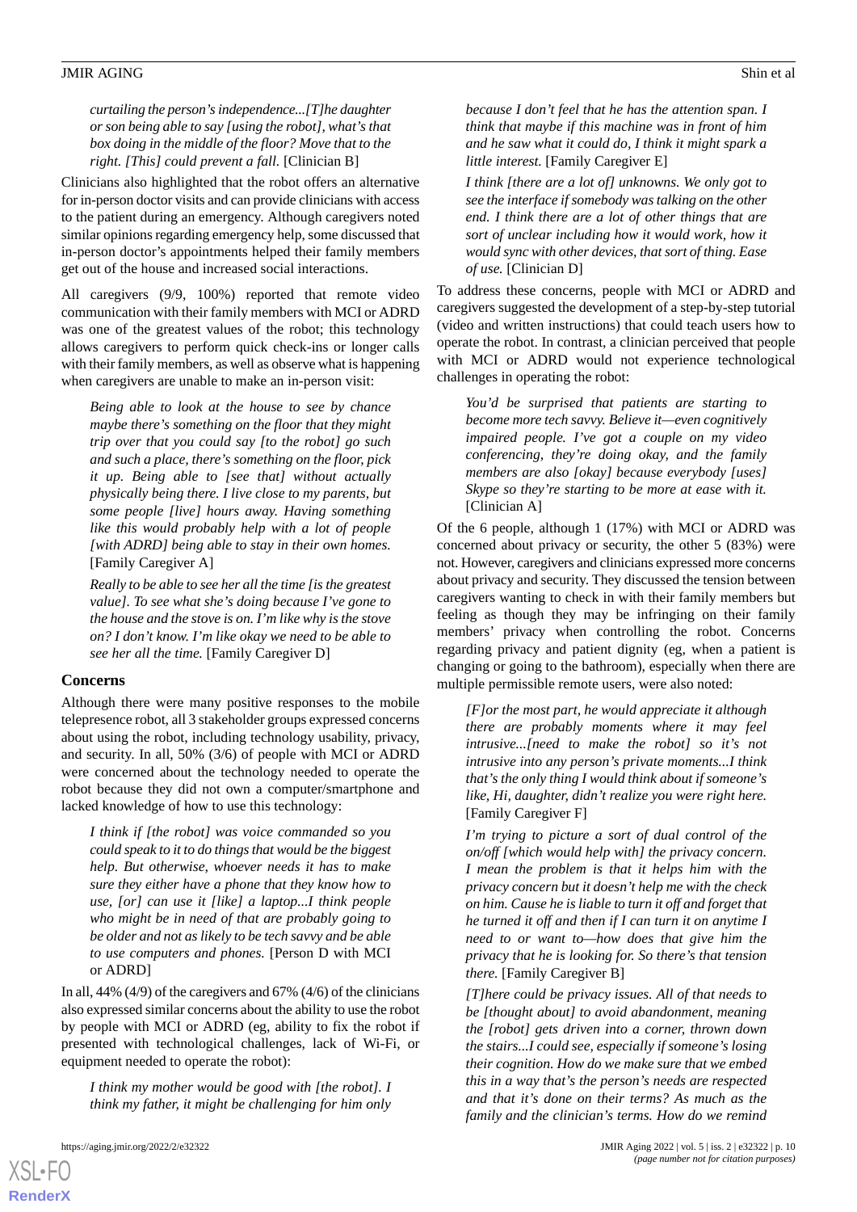*curtailing the person's independence...[T]he daughter or son being able to say [using the robot], what's that box doing in the middle of the floor? Move that to the right. [This] could prevent a fall.* [Clinician B]

Clinicians also highlighted that the robot offers an alternative for in-person doctor visits and can provide clinicians with access to the patient during an emergency. Although caregivers noted similar opinions regarding emergency help, some discussed that in-person doctor's appointments helped their family members get out of the house and increased social interactions.

All caregivers (9/9, 100%) reported that remote video communication with their family members with MCI or ADRD was one of the greatest values of the robot; this technology allows caregivers to perform quick check-ins or longer calls with their family members, as well as observe what is happening when caregivers are unable to make an in-person visit:

> *Being able to look at the house to see by chance maybe there's something on the floor that they might trip over that you could say [to the robot] go such and such a place, there's something on the floor, pick it up. Being able to [see that] without actually physically being there. I live close to my parents, but some people [live] hours away. Having something like this would probably help with a lot of people [with ADRD] being able to stay in their own homes.* [Family Caregiver A]

> *Really to be able to see her all the time [is the greatest value]. To see what she's doing because I've gone to the house and the stove is on. I'm like why is the stove on? I don't know. I'm like okay we need to be able to see her all the time.* [Family Caregiver D]

### Concerns

Although there were many positive responses to the mobile telepresence robot, all 3 stakeholder groups expressed concerns about using the robot, including technology usability, privacy, and security. In all, 50% (3/6) of people with MCI or ADRD were concerned about the technology needed to operate the robot because they did not own a computer/smartphone and lacked knowledge of how to use this technology:

> *I think if [the robot] was voice commanded so you could speak to it to do things that would be the biggest help. But otherwise, whoever needs it has to make sure they either have a phone that they know how to use, [or] can use it [like] a laptop...I think people who might be in need of that are probably going to be older and not as likely to be tech savvy and be able to use computers and phones.* [Person D with MCI or ADRD]

In all, 44% (4/9) of the caregivers and 67% (4/6) of the clinicians also expressed similar concerns about the ability to use the robot by people with MCI or ADRD (eg, ability to fix the robot if presented with technological challenges, lack of Wi-Fi, or equipment needed to operate the robot):

> *I think my mother would be good with [the robot]. I think my father, it might be challenging for him only because I don't feel that he has the attention span. I think that maybe if this machine was in front of him and he saw what it could do, I think it might spark a little interest.* [Family Caregiver E]

> *I think [there are a lot of] unknowns. We only got to see the interface if somebody was talking on the other end. I think there are a lot of other things that are sort of unclear including how it would work, how it would sync with other devices, that sort of thing. Ease of use.* [Clinician D]

To address these concerns, people with MCI or ADRD and caregivers suggested the development of a step-by-step tutorial (video and written instructions) that could teach users how to operate the robot. In contrast, a clinician perceived that people with MCI or ADRD would not experience technological challenges in operating the robot:

> *You'd be surprised that patients are starting to become more tech savvy. Believe it—even cognitively impaired people. I've got a couple on my video conferencing, they're doing okay, and the family members are also [okay] because everybody [uses] Skype so they're starting to be more at ease with it.* [Clinician A]

Of the 6 people, although 1 (17%) with MCI or ADRD was concerned about privacy or security, the other 5 (83%) were not. However, caregivers and clinicians expressed more concerns about privacy and security. They discussed the tension between caregivers wanting to check in with their family members but feeling as though they may be infringing on their family members' privacy when controlling the robot. Concerns regarding privacy and patient dignity (eg, when a patient is changing or going to the bathroom), especially when there are multiple permissible remote users, were also noted:

> *[F]or the most part, he would appreciate it although there are probably moments where it may feel intrusive...[need to make the robot] so it's not intrusive into any person's private moments...I think that's the only thing I would think about if someone's like, Hi, daughter, didn't realize you were right here.* [Family Caregiver F]

> *I'm trying to picture a sort of dual control of the on/off [which would help with] the privacy concern. I mean the problem is that it helps him with the privacy concern but it doesn't help me with the check on him. Cause he is liable to turn it off and forget that he turned it off and then if I can turn it on anytime I need to or want to—how does that give him the privacy that he is looking for. So there's that tension there.* [Family Caregiver B]

> *[T]here could be privacy issues. All of that needs to be [thought about] to avoid abandonment, meaning the [robot] gets driven into a corner, thrown down the stairs...I could see, especially if someone's losing their cognition. How do we make sure that we embed this in a way that's the person's needs are respected and that it's done on their terms? As much as the family and the clinician's terms. How do we remind*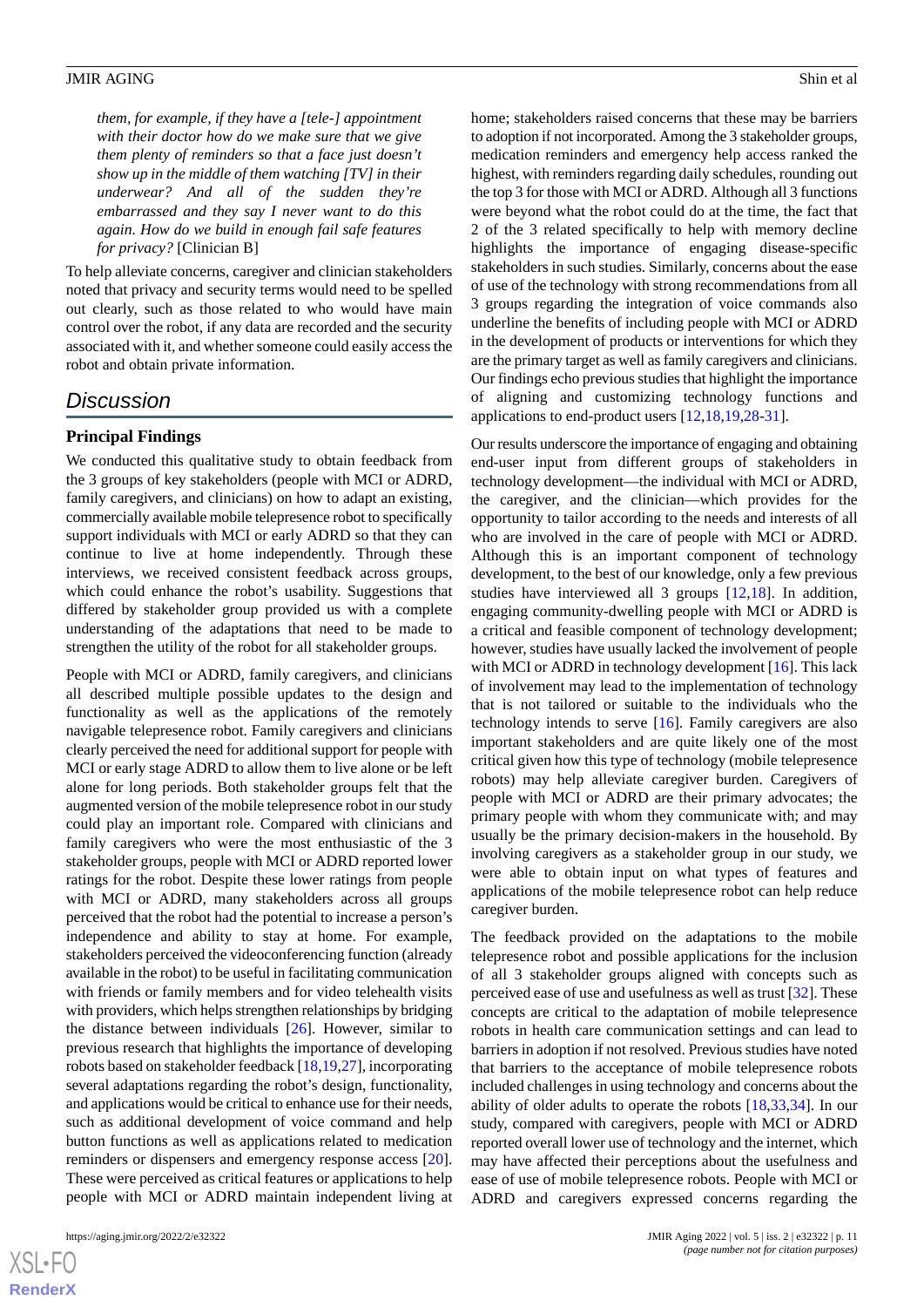*them, for example, if they have a [tele-] appointment with their doctor how do we make sure that we give them plenty of reminders so that a face just doesn't show up in the middle of them watching [TV] in their underwear? And all of the sudden they're embarrassed and they say I never want to do this again. How do we build in enough fail safe features for privacy?* [Clinician B]

To help alleviate concerns, caregiver and clinician stakeholders noted that privacy and security terms would need to be spelled out clearly, such as those related to who would have main control over the robot, if any data are recorded and the security associated with it, and whether someone could easily access the robot and obtain private information.

## Discussion

### Principal Findings

We conducted this qualitative study to obtain feedback from the 3 groups of key stakeholders (people with MCI or ADRD, family caregivers, and clinicians) on how to adapt an existing, commercially available mobile telepresence robot to specifically support individuals with MCI or early ADRD so that they can continue to live at home independently. Through these interviews, we received consistent feedback across groups, which could enhance the robot's usability. Suggestions that differed by stakeholder group provided us with a complete understanding of the adaptations that need to be made to strengthen the utility of the robot for all stakeholder groups.

People with MCI or ADRD, family caregivers, and clinicians all described multiple possible updates to the design and functionality as well as the applications of the remotely navigable telepresence robot. Family caregivers and clinicians clearly perceived the need for additional support for people with MCI or early stage ADRD to allow them to live alone or be left alone for long periods. Both stakeholder groups felt that the augmented version of the mobile telepresence robot in our study could play an important role. Compared with clinicians and family caregivers who were the most enthusiastic of the 3 stakeholder groups, people with MCI or ADRD reported lower ratings for the robot. Despite these lower ratings from people with MCI or ADRD, many stakeholders across all groups perceived that the robot had the potential to increase a person's independence and ability to stay at home. For example, stakeholders perceived the videoconferencing function (already available in the robot) to be useful in facilitating communication with friends or family members and for video telehealth visits with providers, which helps strengthen relationships by bridging the distance between individuals [26]. However, similar to previous research that highlights the importance of developing robots based on stakeholder feedback [18,19,27], incorporating several adaptations regarding the robot's design, functionality, and applications would be critical to enhance use for their needs, such as additional development of voice command and help button functions as well as applications related to medication reminders or dispensers and emergency response access [20]. These were perceived as critical features or applications to help people with MCI or ADRD maintain independent living at home; stakeholders raised concerns that these may be barriers to adoption if not incorporated. Among the 3 stakeholder groups, medication reminders and emergency help access ranked the highest, with reminders regarding daily schedules, rounding out the top 3 for those with MCI or ADRD. Although all 3 functions were beyond what the robot could do at the time, the fact that 2 of the 3 related specifically to help with memory decline highlights the importance of engaging disease-specific stakeholders in such studies. Similarly, concerns about the ease of use of the technology with strong recommendations from all 3 groups regarding the integration of voice commands also underline the benefits of including people with MCI or ADRD in the development of products or interventions for which they are the primary target as well as family caregivers and clinicians. Our findings echo previous studies that highlight the importance of aligning and customizing technology functions and applications to end-product users [12,18,19,28-31].

Our results underscore the importance of engaging and obtaining end-user input from different groups of stakeholders in technology development—the individual with MCI or ADRD, the caregiver, and the clinician—which provides for the opportunity to tailor according to the needs and interests of all who are involved in the care of people with MCI or ADRD. Although this is an important component of technology development, to the best of our knowledge, only a few previous studies have interviewed all 3 groups [12,18]. In addition, engaging community-dwelling people with MCI or ADRD is a critical and feasible component of technology development; however, studies have usually lacked the involvement of people with MCI or ADRD in technology development [16]. This lack of involvement may lead to the implementation of technology that is not tailored or suitable to the individuals who the technology intends to serve [16]. Family caregivers are also important stakeholders and are quite likely one of the most critical given how this type of technology (mobile telepresence robots) may help alleviate caregiver burden. Caregivers of people with MCI or ADRD are their primary advocates; the primary people with whom they communicate with; and may usually be the primary decision-makers in the household. By involving caregivers as a stakeholder group in our study, we were able to obtain input on what types of features and applications of the mobile telepresence robot can help reduce caregiver burden.

The feedback provided on the adaptations to the mobile telepresence robot and possible applications for the inclusion of all 3 stakeholder groups aligned with concepts such as perceived ease of use and usefulness as well as trust [32]. These concepts are critical to the adaptation of mobile telepresence robots in health care communication settings and can lead to barriers in adoption if not resolved. Previous studies have noted that barriers to the acceptance of mobile telepresence robots included challenges in using technology and concerns about the ability of older adults to operate the robots [18,33,34]. In our study, compared with caregivers, people with MCI or ADRD reported overall lower use of technology and the internet, which may have affected their perceptions about the usefulness and ease of use of mobile telepresence robots. People with MCI or ADRD and caregivers expressed concerns regarding the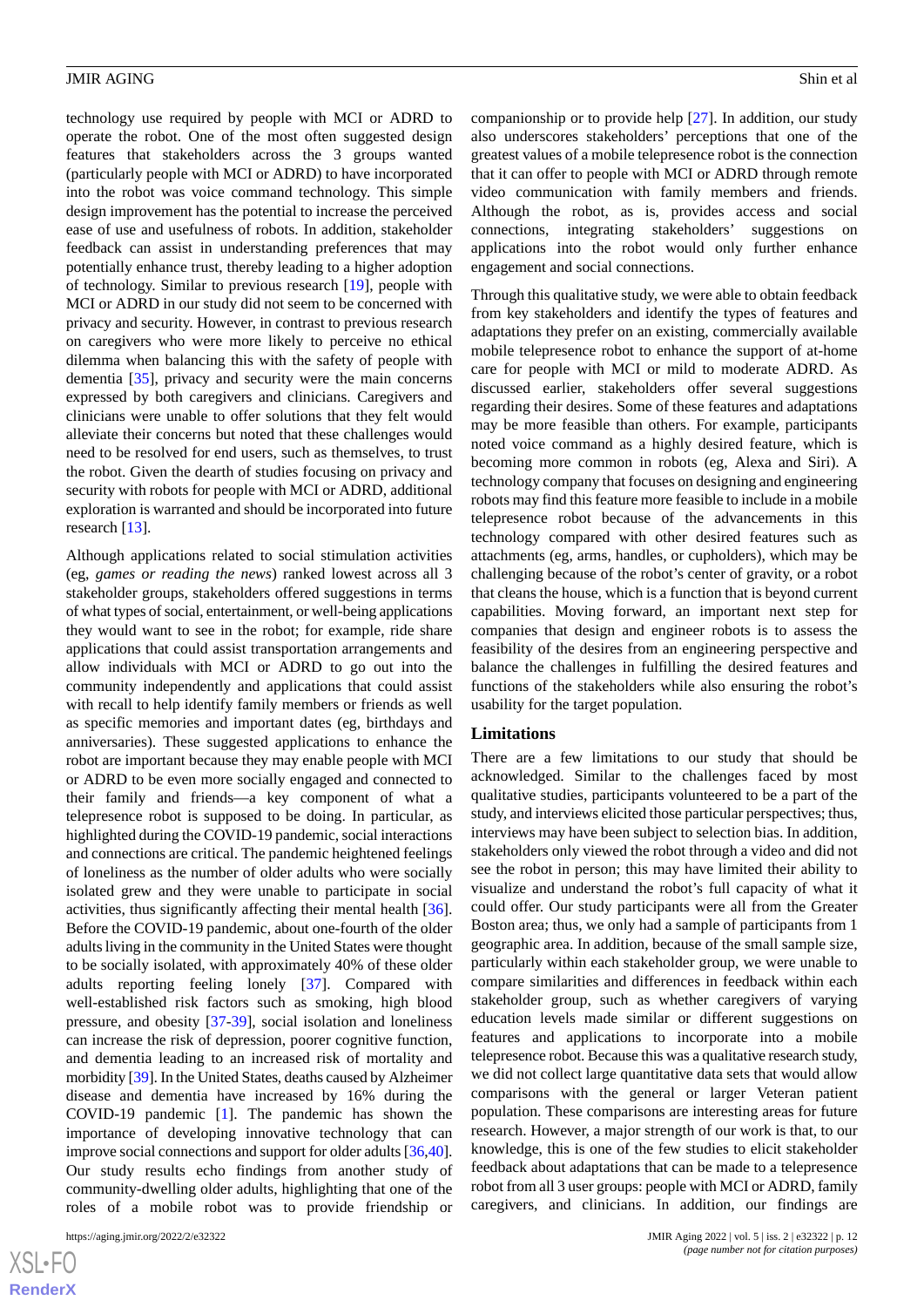technology use required by people with MCI or ADRD to operate the robot. One of the most often suggested design features that stakeholders across the 3 groups wanted (particularly people with MCI or ADRD) to have incorporated into the robot was voice command technology. This simple design improvement has the potential to increase the perceived ease of use and usefulness of robots. In addition, stakeholder feedback can assist in understanding preferences that may potentially enhance trust, thereby leading to a higher adoption of technology. Similar to previous research [19], people with MCI or ADRD in our study did not seem to be concerned with privacy and security. However, in contrast to previous research on caregivers who were more likely to perceive no ethical dilemma when balancing this with the safety of people with dementia [35], privacy and security were the main concerns expressed by both caregivers and clinicians. Caregivers and clinicians were unable to offer solutions that they felt would alleviate their concerns but noted that these challenges would need to be resolved for end users, such as themselves, to trust the robot. Given the dearth of studies focusing on privacy and security with robots for people with MCI or ADRD, additional exploration is warranted and should be incorporated into future research [13].

Although applications related to social stimulation activities (eg, *games or reading the news*) ranked lowest across all 3 stakeholder groups, stakeholders offered suggestions in terms of what types of social, entertainment, or well-being applications they would want to see in the robot; for example, ride share applications that could assist transportation arrangements and allow individuals with MCI or ADRD to go out into the community independently and applications that could assist with recall to help identify family members or friends as well as specific memories and important dates (eg, birthdays and anniversaries). These suggested applications to enhance the robot are important because they may enable people with MCI or ADRD to be even more socially engaged and connected to their family and friends—a key component of what a telepresence robot is supposed to be doing. In particular, as highlighted during the COVID-19 pandemic, social interactions and connections are critical. The pandemic heightened feelings of loneliness as the number of older adults who were socially isolated grew and they were unable to participate in social activities, thus significantly affecting their mental health [36]. Before the COVID-19 pandemic, about one-fourth of the older adults living in the community in the United States were thought to be socially isolated, with approximately 40% of these older adults reporting feeling lonely [37]. Compared with well-established risk factors such as smoking, high blood pressure, and obesity [37-39], social isolation and loneliness can increase the risk of depression, poorer cognitive function, and dementia leading to an increased risk of mortality and morbidity [39]. In the United States, deaths caused by Alzheimer disease and dementia have increased by 16% during the COVID-19 pandemic [1]. The pandemic has shown the importance of developing innovative technology that can improve social connections and support for older adults [36,40]. Our study results echo findings from another study of community-dwelling older adults, highlighting that one of the roles of a mobile robot was to provide friendship or companionship or to provide help [27]. In addition, our study also underscores stakeholders' perceptions that one of the greatest values of a mobile telepresence robot is the connection that it can offer to people with MCI or ADRD through remote video communication with family members and friends. Although the robot, as is, provides access and social connections, integrating stakeholders' suggestions on applications into the robot would only further enhance engagement and social connections.

Through this qualitative study, we were able to obtain feedback from key stakeholders and identify the types of features and adaptations they prefer on an existing, commercially available mobile telepresence robot to enhance the support of at-home care for people with MCI or mild to moderate ADRD. As discussed earlier, stakeholders offer several suggestions regarding their desires. Some of these features and adaptations may be more feasible than others. For example, participants noted voice command as a highly desired feature, which is becoming more common in robots (eg, Alexa and Siri). A technology company that focuses on designing and engineering robots may find this feature more feasible to include in a mobile telepresence robot because of the advancements in this technology compared with other desired features such as attachments (eg, arms, handles, or cupholders), which may be challenging because of the robot's center of gravity, or a robot that cleans the house, which is a function that is beyond current capabilities. Moving forward, an important next step for companies that design and engineer robots is to assess the feasibility of the desires from an engineering perspective and balance the challenges in fulfilling the desired features and functions of the stakeholders while also ensuring the robot's usability for the target population.

### Limitations

There are a few limitations to our study that should be acknowledged. Similar to the challenges faced by most qualitative studies, participants volunteered to be a part of the study, and interviews elicited those particular perspectives; thus, interviews may have been subject to selection bias. In addition, stakeholders only viewed the robot through a video and did not see the robot in person; this may have limited their ability to visualize and understand the robot's full capacity of what it could offer. Our study participants were all from the Greater Boston area; thus, we only had a sample of participants from 1 geographic area. In addition, because of the small sample size, particularly within each stakeholder group, we were unable to compare similarities and differences in feedback within each stakeholder group, such as whether caregivers of varying education levels made similar or different suggestions on features and applications to incorporate into a mobile telepresence robot. Because this was a qualitative research study, we did not collect large quantitative data sets that would allow comparisons with the general or larger Veteran patient population. These comparisons are interesting areas for future research. However, a major strength of our work is that, to our knowledge, this is one of the few studies to elicit stakeholder feedback about adaptations that can be made to a telepresence robot from all 3 user groups: people with MCI or ADRD, family caregivers, and clinicians. In addition, our findings are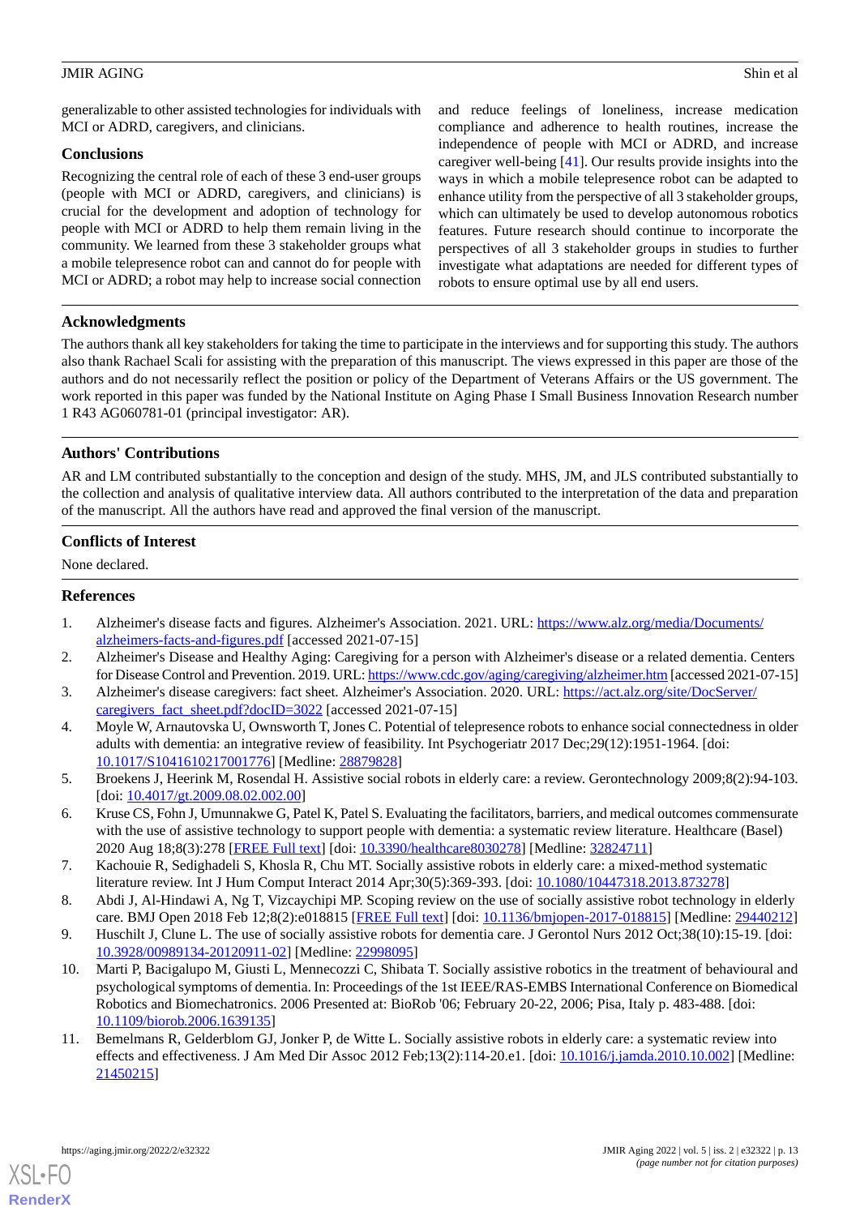generalizable to other assisted technologies for individuals with MCI or ADRD, caregivers, and clinicians.

## Conclusions

Recognizing the central role of each of these 3 end-user groups (people with MCI or ADRD, caregivers, and clinicians) is crucial for the development and adoption of technology for people with MCI or ADRD to help them remain living in the community. We learned from these 3 stakeholder groups what a mobile telepresence robot can and cannot do for people with MCI or ADRD; a robot may help to increase social connection and reduce feelings of loneliness, increase medication compliance and adherence to health routines, increase the independence of people with MCI or ADRD, and increase caregiver well-being [41]. Our results provide insights into the ways in which a mobile telepresence robot can be adapted to enhance utility from the perspective of all 3 stakeholder groups, which can ultimately be used to develop autonomous robotics features. Future research should continue to incorporate the perspectives of all 3 stakeholder groups in studies to further investigate what adaptations are needed for different types of robots to ensure optimal use by all end users.

## Acknowledgments

The authors thank all key stakeholders for taking the time to participate in the interviews and for supporting this study. The authors also thank Rachael Scali for assisting with the preparation of this manuscript. The views expressed in this paper are those of the authors and do not necessarily reflect the position or policy of the Department of Veterans Affairs or the US government. The work reported in this paper was funded by the National Institute on Aging Phase I Small Business Innovation Research number 1 R43 AG060781-01 (principal investigator: AR).

## Authors' Contributions

AR and LM contributed substantially to the conception and design of the study. MHS, JM, and JLS contributed substantially to the collection and analysis of qualitative interview data. All authors contributed to the interpretation of the data and preparation of the manuscript. All the authors have read and approved the final version of the manuscript.

## Conflicts of Interest

None declared.

## References

1. Alzheimer's disease facts and figures. Alzheimer's Association. 2021. URL: https://www.alz.org/media/Documents/alzheimers-facts-and-figures.pdf [accessed 2021-07-15]
2. Alzheimer's Disease and Healthy Aging: Caregiving for a person with Alzheimer's disease or a related dementia. Centers for Disease Control and Prevention. 2019. URL: https://www.cdc.gov/aging/caregiving/alzheimer.htm [accessed 2021-07-15]
3. Alzheimer's disease caregivers: fact sheet. Alzheimer's Association. 2020. URL: https://act.alz.org/site/DocServer/caregivers_fact_sheet.pdf?docID=3022 [accessed 2021-07-15]
4. Moyle W, Arnautovska U, Ownsworth T, Jones C. Potential of telepresence robots to enhance social connectedness in older adults with dementia: an integrative review of feasibility. Int Psychogeriatr 2017 Dec;29(12):1951-1964. [doi: 10.1017/S1041610217001776] [Medline: 28879828]
5. Broekens J, Heerink M, Rosendal H. Assistive social robots in elderly care: a review. Gerontechnology 2009;8(2):94-103. [doi: 10.4017/gt.2009.08.02.002.00]
6. Kruse CS, Fohn J, Umunnakwe G, Patel K, Patel S. Evaluating the facilitators, barriers, and medical outcomes commensurate with the use of assistive technology to support people with dementia: a systematic review literature. Healthcare (Basel) 2020 Aug 18;8(3):278 [FREE Full text] [doi: 10.3390/healthcare8030278] [Medline: 32824711]
7. Kachouie R, Sedighadeli S, Khosla R, Chu MT. Socially assistive robots in elderly care: a mixed-method systematic literature review. Int J Hum Comput Interact 2014 Apr;30(5):369-393. [doi: 10.1080/10447318.2013.873278]
8. Abdi J, Al-Hindawi A, Ng T, Vizcaychipi MP. Scoping review on the use of socially assistive robot technology in elderly care. BMJ Open 2018 Feb 12;8(2):e018815 [FREE Full text] [doi: 10.1136/bmjopen-2017-018815] [Medline: 29440212]
9. Huschilt J, Clune L. The use of socially assistive robots for dementia care. J Gerontol Nurs 2012 Oct;38(10):15-19. [doi: 10.3928/00989134-20120911-02] [Medline: 22998095]
10. Marti P, Bacigalupo M, Giusti L, Mennecozzi C, Shibata T. Socially assistive robotics in the treatment of behavioural and psychological symptoms of dementia. In: Proceedings of the 1st IEEE/RAS-EMBS International Conference on Biomedical Robotics and Biomechatronics. 2006 Presented at: BioRob '06; February 20-22, 2006; Pisa, Italy p. 483-488. [doi: 10.1109/biorob.2006.1639135]
11. Bemelmans R, Gelderblom GJ, Jonker P, de Witte L. Socially assistive robots in elderly care: a systematic review into effects and effectiveness. J Am Med Dir Assoc 2012 Feb;13(2):114-20.e1. [doi: 10.1016/j.jamda.2010.10.002] [Medline: 21450215]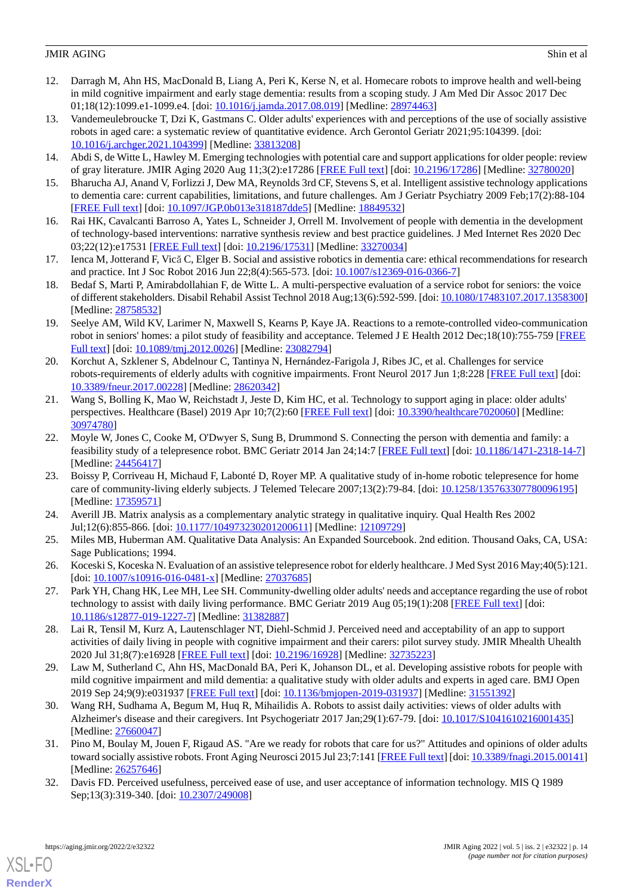12. Darragh M, Ahn HS, MacDonald B, Liang A, Peri K, Kerse N, et al. Homecare robots to improve health and well-being in mild cognitive impairment and early stage dementia: results from a scoping study. J Am Med Dir Assoc 2017 Dec 01;18(12):1099.e1-1099.e4. [doi: 10.1016/j.jamda.2017.08.019] [Medline: 28974463]
13. Vandemeulebroucke T, Dzi K, Gastmans C. Older adults' experiences with and perceptions of the use of socially assistive robots in aged care: a systematic review of quantitative evidence. Arch Gerontol Geriatr 2021;95:104399. [doi: 10.1016/j.archger.2021.104399] [Medline: 33813208]
14. Abdi S, de Witte L, Hawley M. Emerging technologies with potential care and support applications for older people: review of gray literature. JMIR Aging 2020 Aug 11;3(2):e17286 [FREE Full text] [doi: 10.2196/17286] [Medline: 32780020]
15. Bharucha AJ, Anand V, Forlizzi J, Dew MA, Reynolds 3rd CF, Stevens S, et al. Intelligent assistive technology applications to dementia care: current capabilities, limitations, and future challenges. Am J Geriatr Psychiatry 2009 Feb;17(2):88-104 [FREE Full text] [doi: 10.1097/JGP.0b013e318187dde5] [Medline: 18849532]
16. Rai HK, Cavalcanti Barroso A, Yates L, Schneider J, Orrell M. Involvement of people with dementia in the development of technology-based interventions: narrative synthesis review and best practice guidelines. J Med Internet Res 2020 Dec 03;22(12):e17531 [FREE Full text] [doi: 10.2196/17531] [Medline: 33270034]
17. Ienca M, Jotterand F, Vică C, Elger B. Social and assistive robotics in dementia care: ethical recommendations for research and practice. Int J Soc Robot 2016 Jun 22;8(4):565-573. [doi: 10.1007/s12369-016-0366-7]
18. Bedaf S, Marti P, Amirabdollahian F, de Witte L. A multi-perspective evaluation of a service robot for seniors: the voice of different stakeholders. Disabil Rehabil Assist Technol 2018 Aug;13(6):592-599. [doi: 10.1080/17483107.2017.1358300] [Medline: 28758532]
19. Seelye AM, Wild KV, Larimer N, Maxwell S, Kearns P, Kaye JA. Reactions to a remote-controlled video-communication robot in seniors' homes: a pilot study of feasibility and acceptance. Telemed J E Health 2012 Dec;18(10):755-759 [FREE Full text] [doi: 10.1089/tmj.2012.0026] [Medline: 23082794]
20. Korchut A, Szklener S, Abdelnour C, Tantinya N, Hernández-Farigola J, Ribes JC, et al. Challenges for service robots-requirements of elderly adults with cognitive impairments. Front Neurol 2017 Jun 1;8:228 [FREE Full text] [doi: 10.3389/fneur.2017.00228] [Medline: 28620342]
21. Wang S, Bolling K, Mao W, Reichstadt J, Jeste D, Kim HC, et al. Technology to support aging in place: older adults' perspectives. Healthcare (Basel) 2019 Apr 10;7(2):60 [FREE Full text] [doi: 10.3390/healthcare7020060] [Medline: 30974780]
22. Moyle W, Jones C, Cooke M, O'Dwyer S, Sung B, Drummond S. Connecting the person with dementia and family: a feasibility study of a telepresence robot. BMC Geriatr 2014 Jan 24;14:7 [FREE Full text] [doi: 10.1186/1471-2318-14-7] [Medline: 24456417]
23. Boissy P, Corriveau H, Michaud F, Labonté D, Royer MP. A qualitative study of in-home robotic telepresence for home care of community-living elderly subjects. J Telemed Telecare 2007;13(2):79-84. [doi: 10.1258/135763307780096195] [Medline: 17359571]
24. Averill JB. Matrix analysis as a complementary analytic strategy in qualitative inquiry. Qual Health Res 2002 Jul;12(6):855-866. [doi: 10.1177/104973230201200611] [Medline: 12109729]
25. Miles MB, Huberman AM. Qualitative Data Analysis: An Expanded Sourcebook. 2nd edition. Thousand Oaks, CA, USA: Sage Publications; 1994.
26. Koceski S, Koceska N. Evaluation of an assistive telepresence robot for elderly healthcare. J Med Syst 2016 May;40(5):121. [doi: 10.1007/s10916-016-0481-x] [Medline: 27037685]
27. Park YH, Chang HK, Lee MH, Lee SH. Community-dwelling older adults' needs and acceptance regarding the use of robot technology to assist with daily living performance. BMC Geriatr 2019 Aug 05;19(1):208 [FREE Full text] [doi: 10.1186/s12877-019-1227-7] [Medline: 31382887]
28. Lai R, Tensil M, Kurz A, Lautenschlager NT, Diehl-Schmid J. Perceived need and acceptability of an app to support activities of daily living in people with cognitive impairment and their carers: pilot survey study. JMIR Mhealth Uhealth 2020 Jul 31;8(7):e16928 [FREE Full text] [doi: 10.2196/16928] [Medline: 32735223]
29. Law M, Sutherland C, Ahn HS, MacDonald BA, Peri K, Johanson DL, et al. Developing assistive robots for people with mild cognitive impairment and mild dementia: a qualitative study with older adults and experts in aged care. BMJ Open 2019 Sep 24;9(9):e031937 [FREE Full text] [doi: 10.1136/bmjopen-2019-031937] [Medline: 31551392]
30. Wang RH, Sudhama A, Begum M, Huq R, Mihailidis A. Robots to assist daily activities: views of older adults with Alzheimer's disease and their caregivers. Int Psychogeriatr 2017 Jan;29(1):67-79. [doi: 10.1017/S1041610216001435] [Medline: 27660047]
31. Pino M, Boulay M, Jouen F, Rigaud AS. "Are we ready for robots that care for us?" Attitudes and opinions of older adults toward socially assistive robots. Front Aging Neurosci 2015 Jul 23;7:141 [FREE Full text] [doi: 10.3389/fnagi.2015.00141] [Medline: 26257646]
32. Davis FD. Perceived usefulness, perceived ease of use, and user acceptance of information technology. MIS Q 1989 Sep;13(3):319-340. [doi: 10.2307/249008]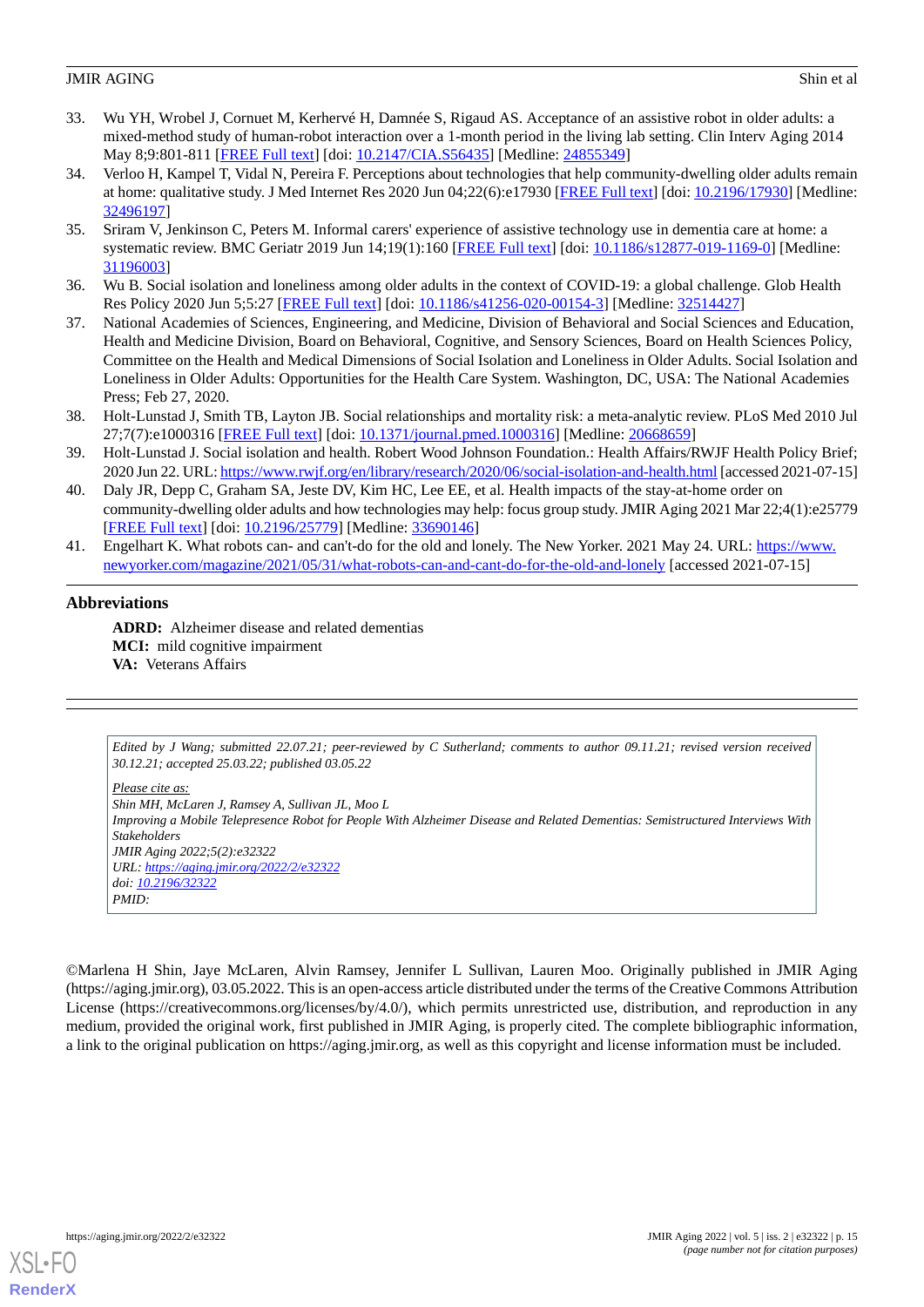33. Wu YH, Wrobel J, Cornuet M, Kerhervé H, Damnée S, Rigaud AS. Acceptance of an assistive robot in older adults: a mixed-method study of human-robot interaction over a 1-month period in the living lab setting. Clin Interv Aging 2014 May 8;9:801-811 [FREE Full text] [doi: 10.2147/CIA.S56435] [Medline: 24855349]
34. Verloo H, Kampel T, Vidal N, Pereira F. Perceptions about technologies that help community-dwelling older adults remain at home: qualitative study. J Med Internet Res 2020 Jun 04;22(6):e17930 [FREE Full text] [doi: 10.2196/17930] [Medline: 32496197]
35. Sriram V, Jenkinson C, Peters M. Informal carers' experience of assistive technology use in dementia care at home: a systematic review. BMC Geriatr 2019 Jun 14;19(1):160 [FREE Full text] [doi: 10.1186/s12877-019-1169-0] [Medline: 31196003]
36. Wu B. Social isolation and loneliness among older adults in the context of COVID-19: a global challenge. Glob Health Res Policy 2020 Jun 5;5:27 [FREE Full text] [doi: 10.1186/s41256-020-00154-3] [Medline: 32514427]
37. National Academies of Sciences, Engineering, and Medicine, Division of Behavioral and Social Sciences and Education, Health and Medicine Division, Board on Behavioral, Cognitive, and Sensory Sciences, Board on Health Sciences Policy, Committee on the Health and Medical Dimensions of Social Isolation and Loneliness in Older Adults. Social Isolation and Loneliness in Older Adults: Opportunities for the Health Care System. Washington, DC, USA: The National Academies Press; Feb 27, 2020.
38. Holt-Lunstad J, Smith TB, Layton JB. Social relationships and mortality risk: a meta-analytic review. PLoS Med 2010 Jul 27;7(7):e1000316 [FREE Full text] [doi: 10.1371/journal.pmed.1000316] [Medline: 20668659]
39. Holt-Lunstad J. Social isolation and health. Robert Wood Johnson Foundation.: Health Affairs/RWJF Health Policy Brief; 2020 Jun 22. URL: https://www.rwjf.org/en/library/research/2020/06/social-isolation-and-health.html [accessed 2021-07-15]
40. Daly JR, Depp C, Graham SA, Jeste DV, Kim HC, Lee EE, et al. Health impacts of the stay-at-home order on community-dwelling older adults and how technologies may help: focus group study. JMIR Aging 2021 Mar 22;4(1):e25779 [FREE Full text] [doi: 10.2196/25779] [Medline: 33690146]
41. Engelhart K. What robots can- and can't-do for the old and lonely. The New Yorker. 2021 May 24. URL: https://www.newyorker.com/magazine/2021/05/31/what-robots-can-and-cant-do-for-the-old-and-lonely [accessed 2021-07-15]

## Abbreviations

**ADRD:** Alzheimer disease and related dementias
**MCI:** mild cognitive impairment
**VA:** Veterans Affairs

*Edited by J Wang; submitted 22.07.21; peer-reviewed by C Sutherland; comments to author 09.11.21; revised version received 30.12.21; accepted 25.03.22; published 03.05.22*

*Please cite as:*
*Shin MH, McLaren J, Ramsey A, Sullivan JL, Moo L*
*Improving a Mobile Telepresence Robot for People With Alzheimer Disease and Related Dementias: Semistructured Interviews With Stakeholders*
*JMIR Aging 2022;5(2):e32322*
*URL: https://aging.jmir.org/2022/2/e32322*
*doi: 10.2196/32322*
*PMID:*

©Marlena H Shin, Jaye McLaren, Alvin Ramsey, Jennifer L Sullivan, Lauren Moo. Originally published in JMIR Aging (https://aging.jmir.org), 03.05.2022. This is an open-access article distributed under the terms of the Creative Commons Attribution License (https://creativecommons.org/licenses/by/4.0/), which permits unrestricted use, distribution, and reproduction in any medium, provided the original work, first published in JMIR Aging, is properly cited. The complete bibliographic information, a link to the original publication on https://aging.jmir.org, as well as this copyright and license information must be included.